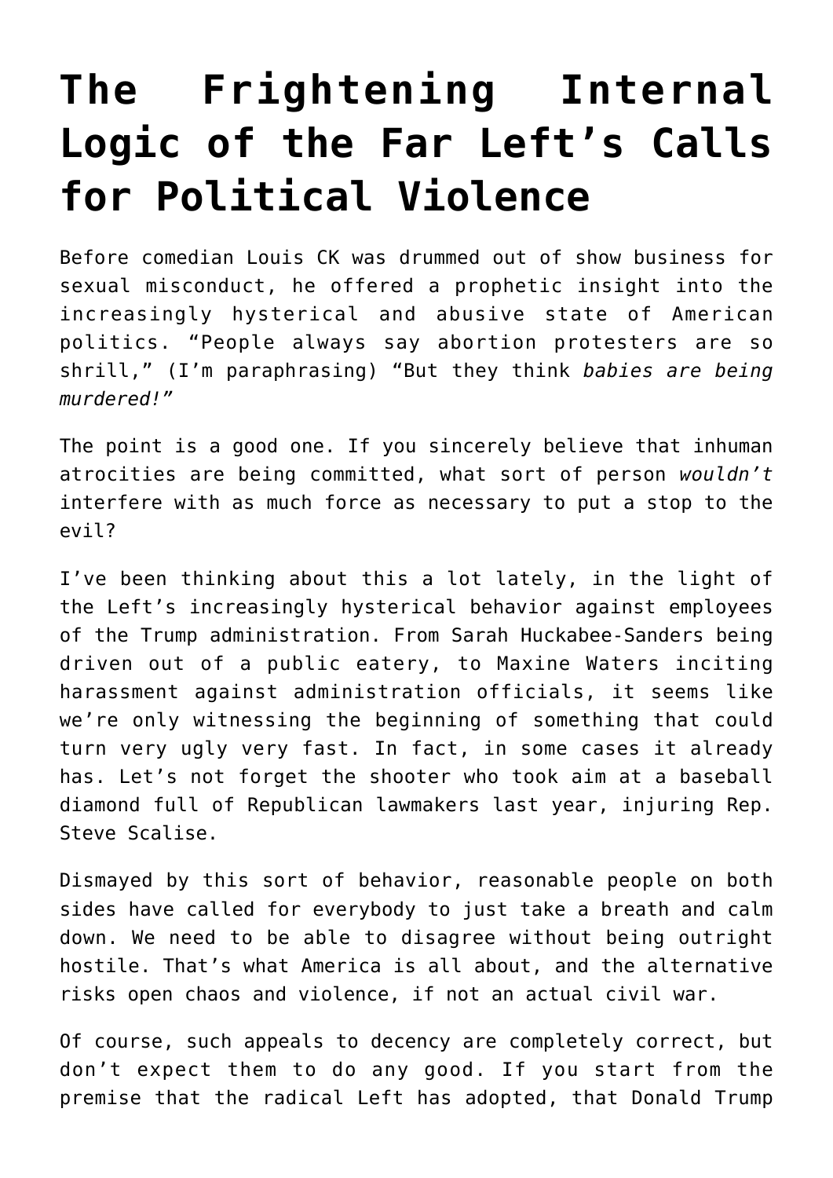# The Frightening Internal Logic of the Far Left's Calls for Political Violence

Before comedian Louis CK was drummed out of show business for sexual misconduct, he offered a prophetic insight into the increasingly hysterical and abusive state of American politics. "People always say abortion protesters are so shrill," (I'm paraphrasing) "But they think *babies are being murdered!"*

The point is a good one. If you sincerely believe that inhuman atrocities are being committed, what sort of person *wouldn't* interfere with as much force as necessary to put a stop to the evil?

I've been thinking about this a lot lately, in the light of the Left's increasingly hysterical behavior against employees of the Trump administration. From Sarah Huckabee-Sanders being driven out of a public eatery, to Maxine Waters inciting harassment against administration officials, it seems like we're only witnessing the beginning of something that could turn very ugly very fast. In fact, in some cases it already has. Let's not forget the shooter who took aim at a baseball diamond full of Republican lawmakers last year, injuring Rep. Steve Scalise.

Dismayed by this sort of behavior, reasonable people on both sides have called for everybody to just take a breath and calm down. We need to be able to disagree without being outright hostile. That's what America is all about, and the alternative risks open chaos and violence, if not an actual civil war.

Of course, such appeals to decency are completely correct, but don't expect them to do any good. If you start from the premise that the radical Left has adopted, that Donald Trump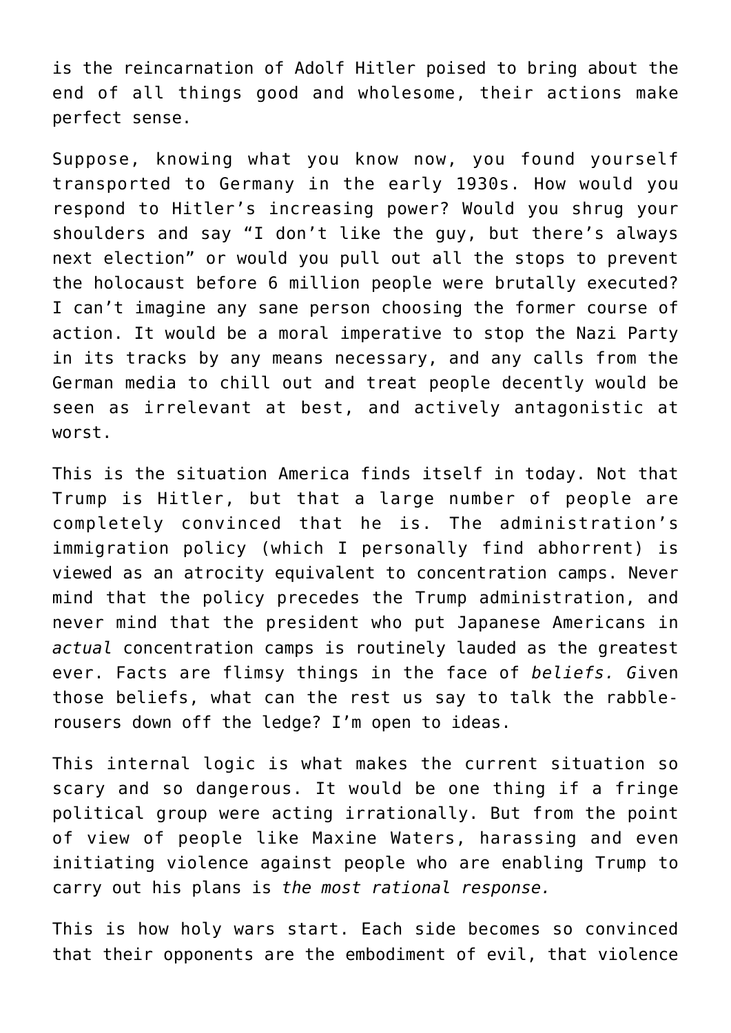is the reincarnation of Adolf Hitler poised to bring about the end of all things good and wholesome, their actions make perfect sense.

Suppose, knowing what you know now, you found yourself transported to Germany in the early 1930s. How would you respond to Hitler's increasing power? Would you shrug your shoulders and say "I don't like the guy, but there's always next election" or would you pull out all the stops to prevent the holocaust before 6 million people were brutally executed? I can't imagine any sane person choosing the former course of action. It would be a moral imperative to stop the Nazi Party in its tracks by any means necessary, and any calls from the German media to chill out and treat people decently would be seen as irrelevant at best, and actively antagonistic at worst.

This is the situation America finds itself in today. Not that Trump is Hitler, but that a large number of people are completely convinced that he is. The administration's immigration policy (which I personally find abhorrent) is viewed as an atrocity equivalent to concentration camps. Never mind that the policy precedes the Trump administration, and never mind that the president who put Japanese Americans in *actual* concentration camps is routinely lauded as the greatest ever. Facts are flimsy things in the face of *beliefs.* Given those beliefs, what can the rest us say to talk the rabble-rousers down off the ledge? I'm open to ideas.

This internal logic is what makes the current situation so scary and so dangerous. It would be one thing if a fringe political group were acting irrationally. But from the point of view of people like Maxine Waters, harassing and even initiating violence against people who are enabling Trump to carry out his plans is *the most rational response.*

This is how holy wars start. Each side becomes so convinced that their opponents are the embodiment of evil, that violence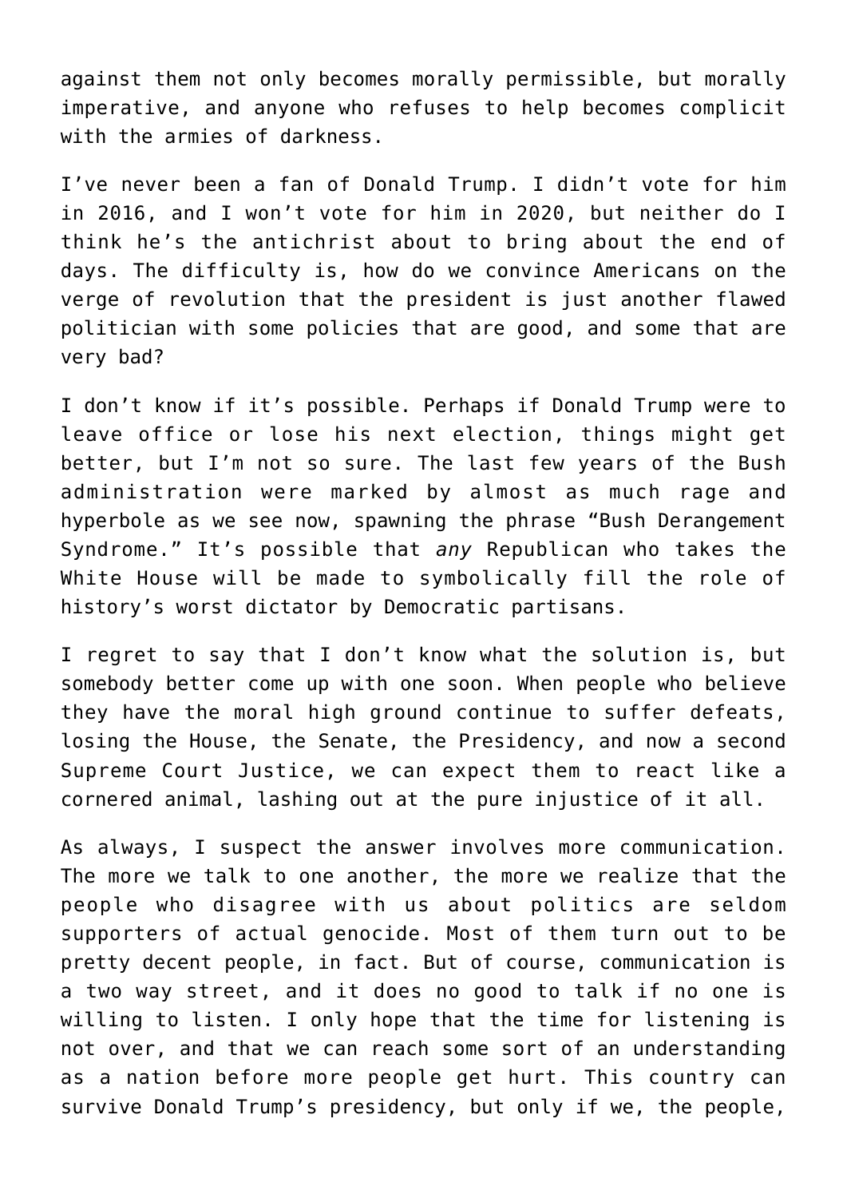against them not only becomes morally permissible, but morally imperative, and anyone who refuses to help becomes complicit with the armies of darkness.

I've never been a fan of Donald Trump. I didn't vote for him in 2016, and I won't vote for him in 2020, but neither do I think he's the antichrist about to bring about the end of days. The difficulty is, how do we convince Americans on the verge of revolution that the president is just another flawed politician with some policies that are good, and some that are very bad?

I don't know if it's possible. Perhaps if Donald Trump were to leave office or lose his next election, things might get better, but I'm not so sure. The last few years of the Bush administration were marked by almost as much rage and hyperbole as we see now, spawning the phrase "Bush Derangement Syndrome." It's possible that *any* Republican who takes the White House will be made to symbolically fill the role of history's worst dictator by Democratic partisans.

I regret to say that I don't know what the solution is, but somebody better come up with one soon. When people who believe they have the moral high ground continue to suffer defeats, losing the House, the Senate, the Presidency, and now a second Supreme Court Justice, we can expect them to react like a cornered animal, lashing out at the pure injustice of it all.

As always, I suspect the answer involves more communication. The more we talk to one another, the more we realize that the people who disagree with us about politics are seldom supporters of actual genocide. Most of them turn out to be pretty decent people, in fact. But of course, communication is a two way street, and it does no good to talk if no one is willing to listen. I only hope that the time for listening is not over, and that we can reach some sort of an understanding as a nation before more people get hurt. This country can survive Donald Trump's presidency, but only if we, the people,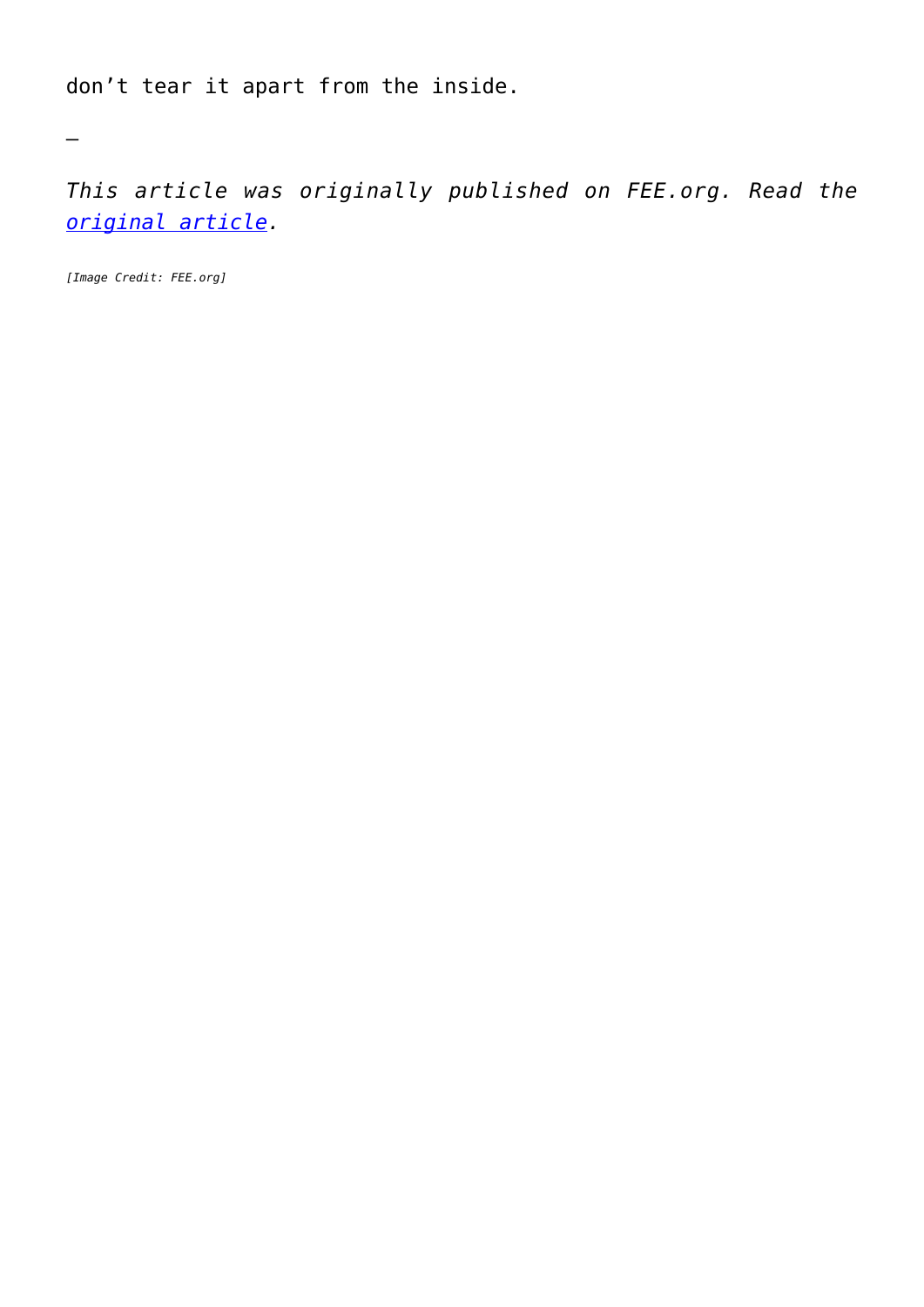don’t tear it apart from the inside.

—

*This article was originally published on FEE.org. Read the [original article](original article).*

*[Image Credit: FEE.org]*